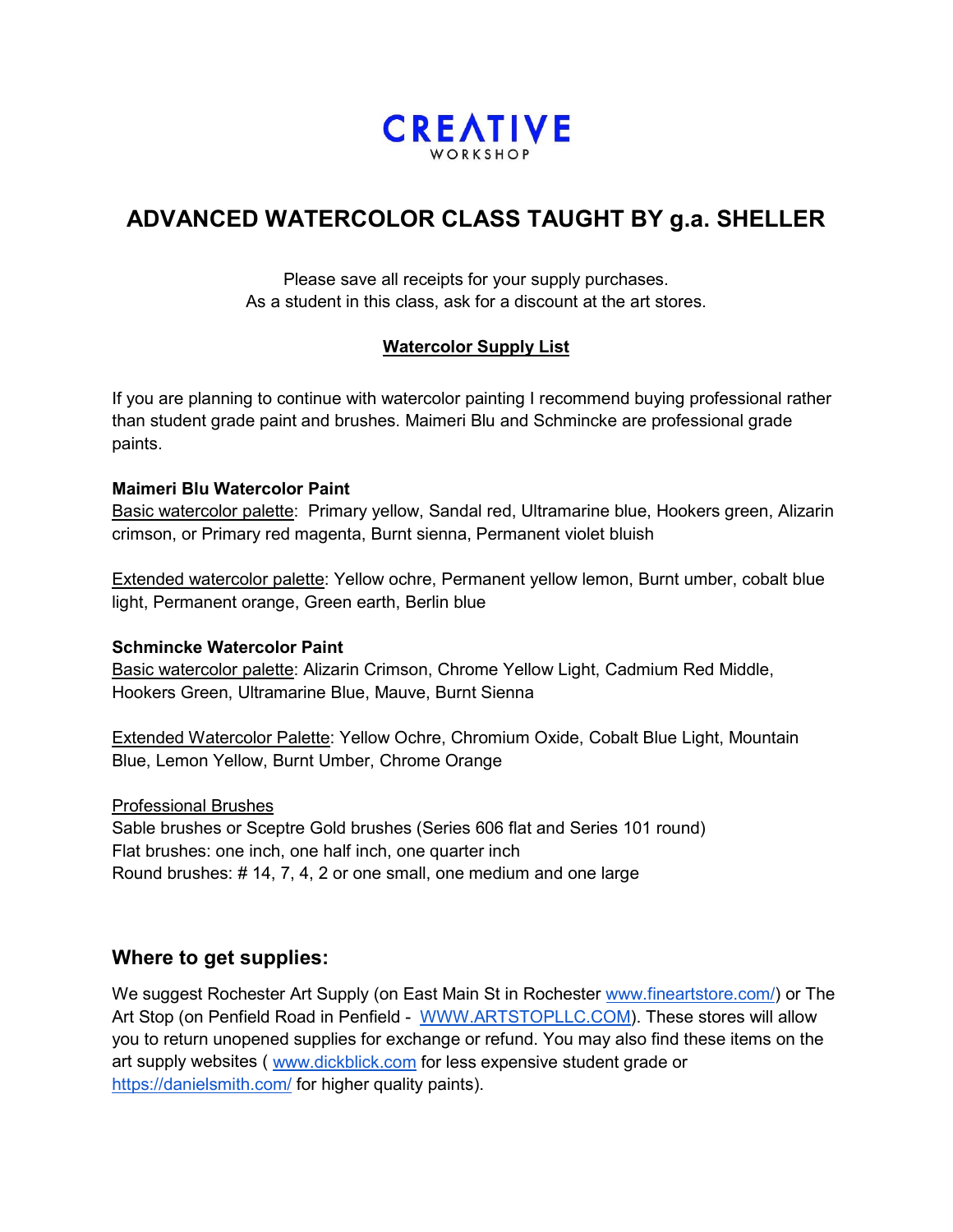**CREATIVE**
WORKSHOP

# ADVANCED WATERCOLOR CLASS TAUGHT BY g.a. SHELLER

Please save all receipts for your supply purchases.
As a student in this class, ask for a discount at the art stores.

## Watercolor Supply List

If you are planning to continue with watercolor painting I recommend buying professional rather than student grade paint and brushes. Maimeri Blu and Schmincke are professional grade paints.

**Maimeri Blu Watercolor Paint**

Basic watercolor palette: Primary yellow, Sandal red, Ultramarine blue, Hookers green, Alizarin crimson, or Primary red magenta, Burnt sienna, Permanent violet bluish

Extended watercolor palette: Yellow ochre, Permanent yellow lemon, Burnt umber, cobalt blue light, Permanent orange, Green earth, Berlin blue

**Schmincke Watercolor Paint**

Basic watercolor palette: Alizarin Crimson, Chrome Yellow Light, Cadmium Red Middle, Hookers Green, Ultramarine Blue, Mauve, Burnt Sienna

Extended Watercolor Palette: Yellow Ochre, Chromium Oxide, Cobalt Blue Light, Mountain Blue, Lemon Yellow, Burnt Umber, Chrome Orange

Professional Brushes

Sable brushes or Sceptre Gold brushes (Series 606 flat and Series 101 round)
Flat brushes: one inch, one half inch, one quarter inch
Round brushes: # 14, 7, 4, 2 or one small, one medium and one large

## Where to get supplies:

We suggest Rochester Art Supply (on East Main St in Rochester www.fineartstore.com/) or The Art Stop (on Penfield Road in Penfield - WWW.ARTSTOPLLC.COM). These stores will allow you to return unopened supplies for exchange or refund. You may also find these items on the art supply websites ( www.dickblick.com for less expensive student grade or https://danielsmith.com/ for higher quality paints).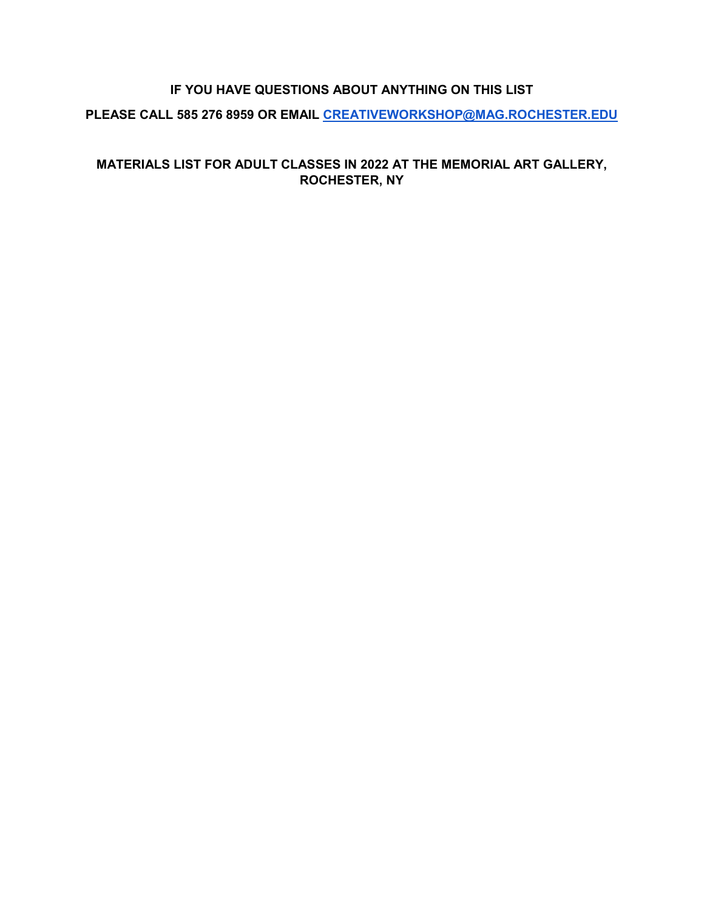**IF YOU HAVE QUESTIONS ABOUT ANYTHING ON THIS LIST**

**PLEASE CALL 585 276 8959 OR EMAIL [CREATIVEWORKSHOP@MAG.ROCHESTER.EDU](mailto:CREATIVEWORKSHOP@MAG.ROCHESTER.EDU)**

## MATERIALS LIST FOR ADULT CLASSES IN 2022 AT THE MEMORIAL ART GALLERY, ROCHESTER, NY